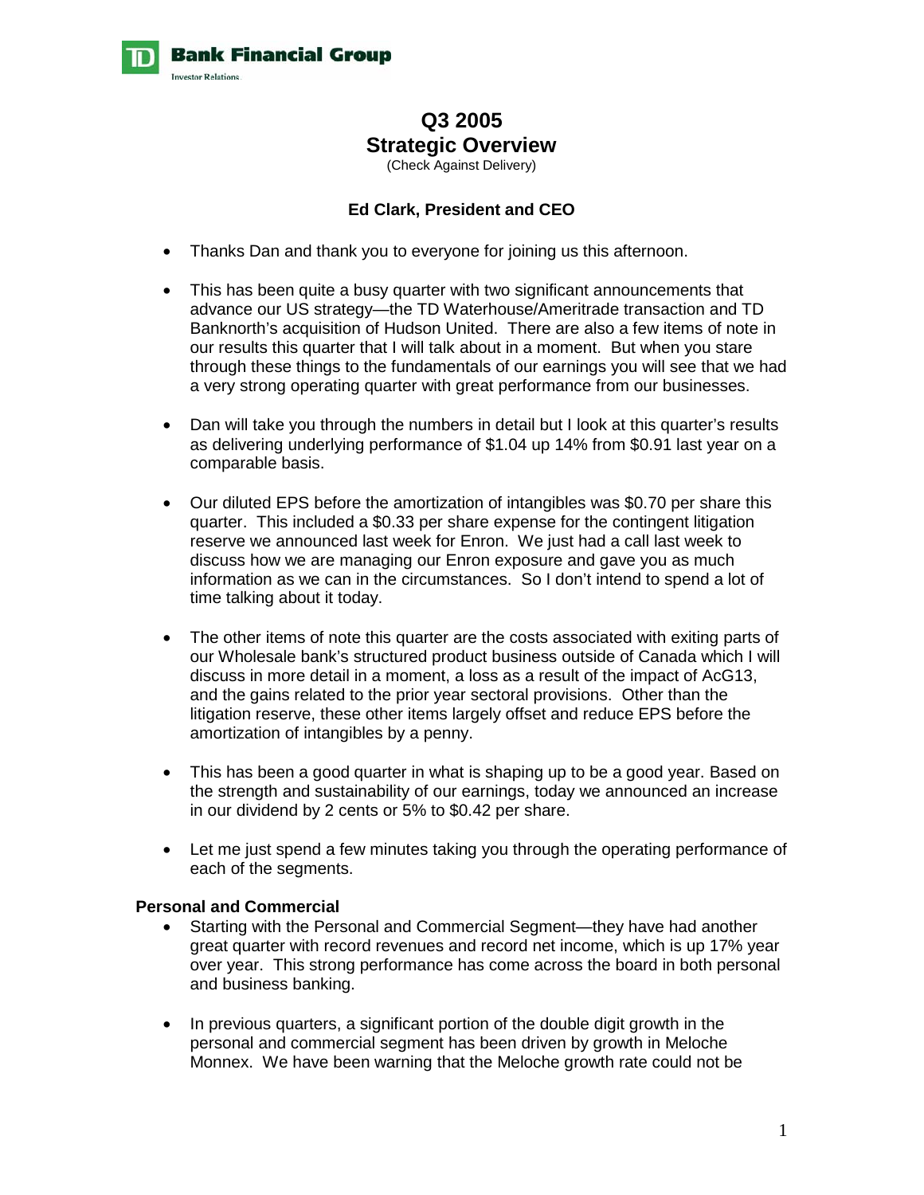# Q3 2005
# Strategic Overview

(Check Against Delivery)

**Ed Clark, President and CEO**

- Thanks Dan and thank you to everyone for joining us this afternoon.
- This has been quite a busy quarter with two significant announcements that advance our US strategy—the TD Waterhouse/Ameritrade transaction and TD Banknorth's acquisition of Hudson United. There are also a few items of note in our results this quarter that I will talk about in a moment. But when you stare through these things to the fundamentals of our earnings you will see that we had a very strong operating quarter with great performance from our businesses.
- Dan will take you through the numbers in detail but I look at this quarter's results as delivering underlying performance of $1.04 up 14% from $0.91 last year on a comparable basis.
- Our diluted EPS before the amortization of intangibles was $0.70 per share this quarter. This included a $0.33 per share expense for the contingent litigation reserve we announced last week for Enron. We just had a call last week to discuss how we are managing our Enron exposure and gave you as much information as we can in the circumstances. So I don't intend to spend a lot of time talking about it today.
- The other items of note this quarter are the costs associated with exiting parts of our Wholesale bank's structured product business outside of Canada which I will discuss in more detail in a moment, a loss as a result of the impact of AcG13, and the gains related to the prior year sectoral provisions. Other than the litigation reserve, these other items largely offset and reduce EPS before the amortization of intangibles by a penny.
- This has been a good quarter in what is shaping up to be a good year. Based on the strength and sustainability of our earnings, today we announced an increase in our dividend by 2 cents or 5% to $0.42 per share.
- Let me just spend a few minutes taking you through the operating performance of each of the segments.

**Personal and Commercial**

- Starting with the Personal and Commercial Segment—they have had another great quarter with record revenues and record net income, which is up 17% year over year. This strong performance has come across the board in both personal and business banking.
- In previous quarters, a significant portion of the double digit growth in the personal and commercial segment has been driven by growth in Meloche Monnex. We have been warning that the Meloche growth rate could not be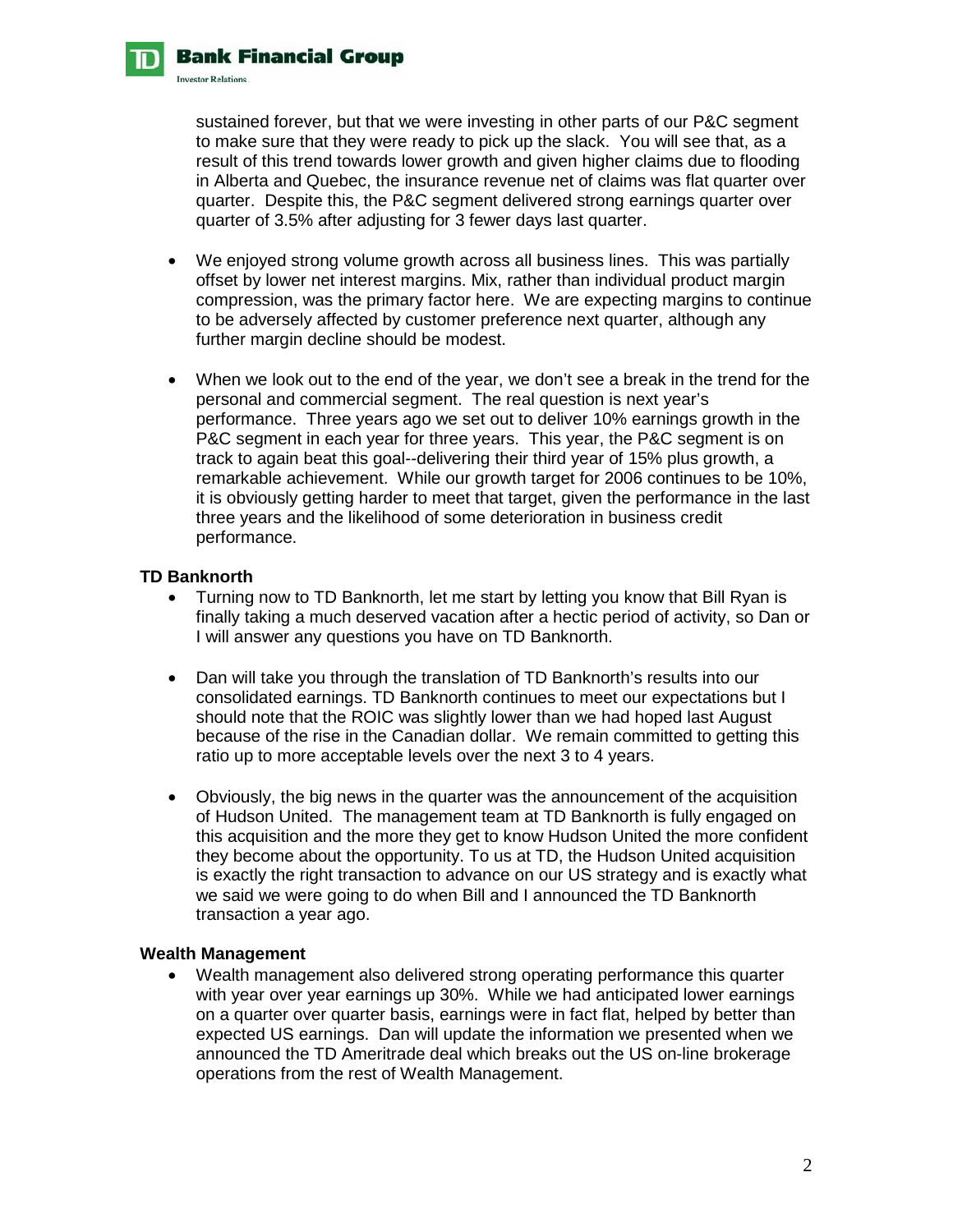sustained forever, but that we were investing in other parts of our P&C segment to make sure that they were ready to pick up the slack. You will see that, as a result of this trend towards lower growth and given higher claims due to flooding in Alberta and Quebec, the insurance revenue net of claims was flat quarter over quarter. Despite this, the P&C segment delivered strong earnings quarter over quarter of 3.5% after adjusting for 3 fewer days last quarter.

- We enjoyed strong volume growth across all business lines. This was partially offset by lower net interest margins. Mix, rather than individual product margin compression, was the primary factor here. We are expecting margins to continue to be adversely affected by customer preference next quarter, although any further margin decline should be modest.

- When we look out to the end of the year, we don't see a break in the trend for the personal and commercial segment. The real question is next year's performance. Three years ago we set out to deliver 10% earnings growth in the P&C segment in each year for three years. This year, the P&C segment is on track to again beat this goal--delivering their third year of 15% plus growth, a remarkable achievement. While our growth target for 2006 continues to be 10%, it is obviously getting harder to meet that target, given the performance in the last three years and the likelihood of some deterioration in business credit performance.

**TD Banknorth**

- Turning now to TD Banknorth, let me start by letting you know that Bill Ryan is finally taking a much deserved vacation after a hectic period of activity, so Dan or I will answer any questions you have on TD Banknorth.

- Dan will take you through the translation of TD Banknorth's results into our consolidated earnings. TD Banknorth continues to meet our expectations but I should note that the ROIC was slightly lower than we had hoped last August because of the rise in the Canadian dollar. We remain committed to getting this ratio up to more acceptable levels over the next 3 to 4 years.

- Obviously, the big news in the quarter was the announcement of the acquisition of Hudson United. The management team at TD Banknorth is fully engaged on this acquisition and the more they get to know Hudson United the more confident they become about the opportunity. To us at TD, the Hudson United acquisition is exactly the right transaction to advance on our US strategy and is exactly what we said we were going to do when Bill and I announced the TD Banknorth transaction a year ago.

**Wealth Management**

- Wealth management also delivered strong operating performance this quarter with year over year earnings up 30%. While we had anticipated lower earnings on a quarter over quarter basis, earnings were in fact flat, helped by better than expected US earnings. Dan will update the information we presented when we announced the TD Ameritrade deal which breaks out the US on-line brokerage operations from the rest of Wealth Management.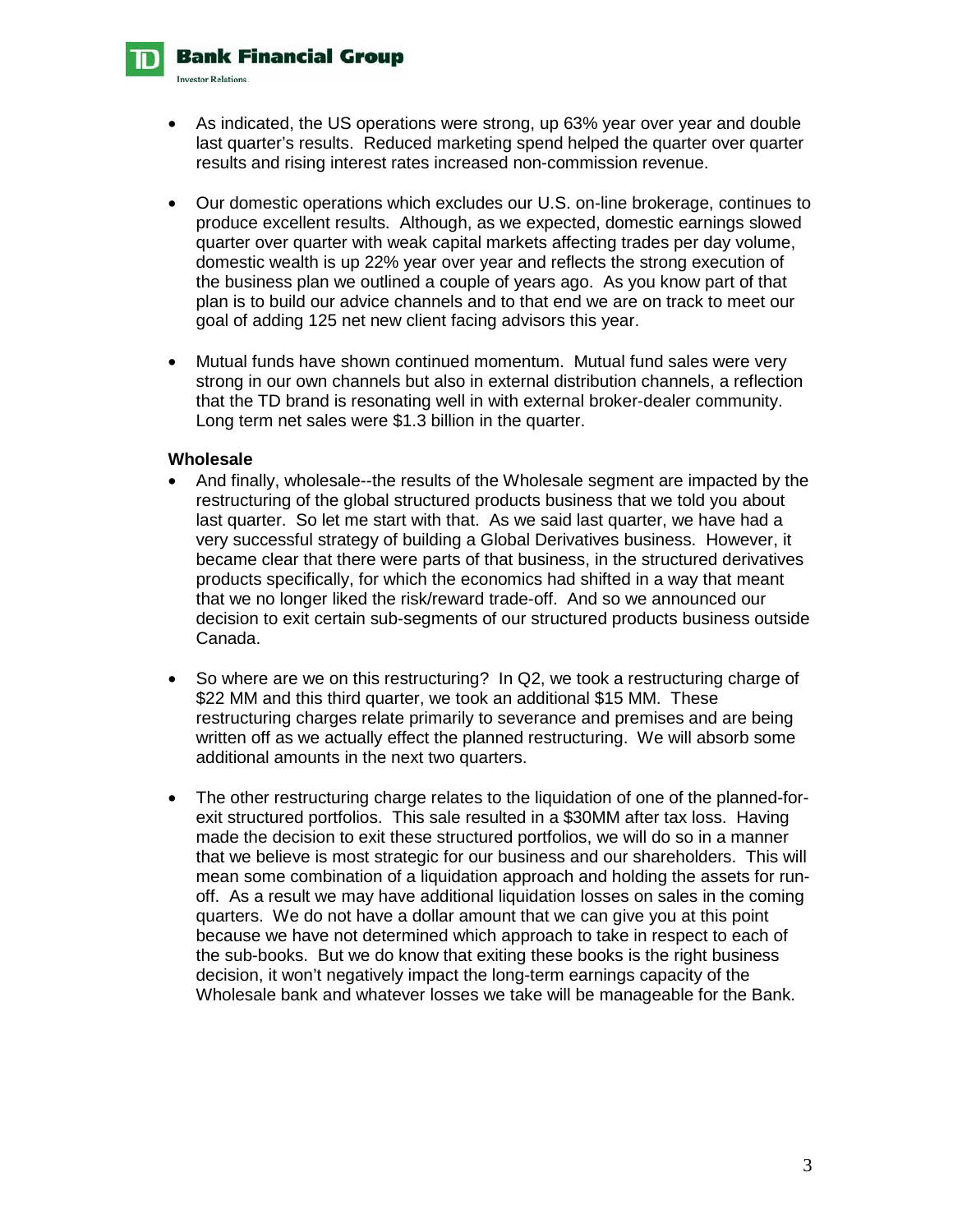- As indicated, the US operations were strong, up 63% year over year and double last quarter's results. Reduced marketing spend helped the quarter over quarter results and rising interest rates increased non-commission revenue.

- Our domestic operations which excludes our U.S. on-line brokerage, continues to produce excellent results. Although, as we expected, domestic earnings slowed quarter over quarter with weak capital markets affecting trades per day volume, domestic wealth is up 22% year over year and reflects the strong execution of the business plan we outlined a couple of years ago. As you know part of that plan is to build our advice channels and to that end we are on track to meet our goal of adding 125 net new client facing advisors this year.

- Mutual funds have shown continued momentum. Mutual fund sales were very strong in our own channels but also in external distribution channels, a reflection that the TD brand is resonating well in with external broker-dealer community. Long term net sales were $1.3 billion in the quarter.

**Wholesale**

- And finally, wholesale--the results of the Wholesale segment are impacted by the restructuring of the global structured products business that we told you about last quarter. So let me start with that. As we said last quarter, we have had a very successful strategy of building a Global Derivatives business. However, it became clear that there were parts of that business, in the structured derivatives products specifically, for which the economics had shifted in a way that meant that we no longer liked the risk/reward trade-off. And so we announced our decision to exit certain sub-segments of our structured products business outside Canada.

- So where are we on this restructuring? In Q2, we took a restructuring charge of $22 MM and this third quarter, we took an additional $15 MM. These restructuring charges relate primarily to severance and premises and are being written off as we actually effect the planned restructuring. We will absorb some additional amounts in the next two quarters.

- The other restructuring charge relates to the liquidation of one of the planned-for-exit structured portfolios. This sale resulted in a $30MM after tax loss. Having made the decision to exit these structured portfolios, we will do so in a manner that we believe is most strategic for our business and our shareholders. This will mean some combination of a liquidation approach and holding the assets for run-off. As a result we may have additional liquidation losses on sales in the coming quarters. We do not have a dollar amount that we can give you at this point because we have not determined which approach to take in respect to each of the sub-books. But we do know that exiting these books is the right business decision, it won't negatively impact the long-term earnings capacity of the Wholesale bank and whatever losses we take will be manageable for the Bank.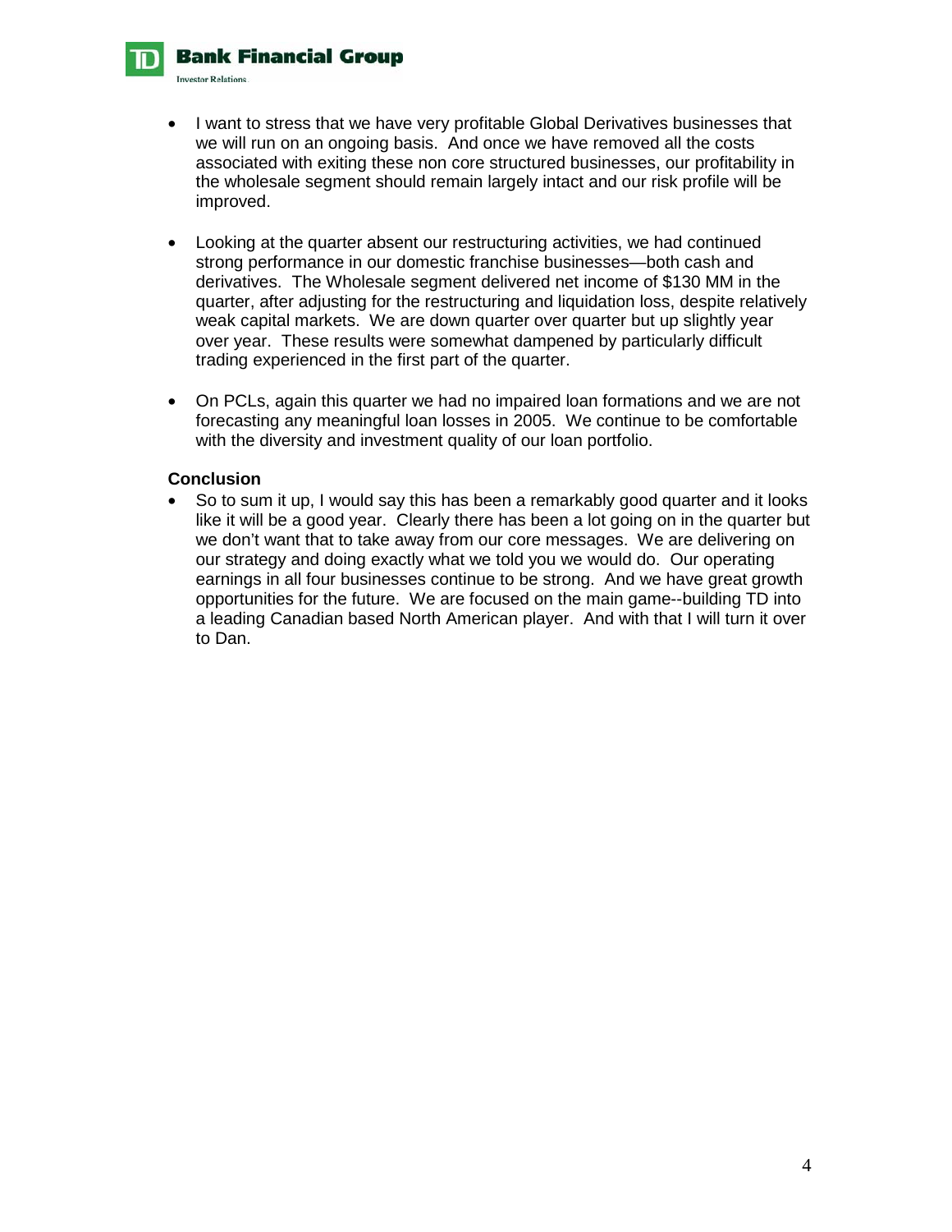- I want to stress that we have very profitable Global Derivatives businesses that we will run on an ongoing basis. And once we have removed all the costs associated with exiting these non core structured businesses, our profitability in the wholesale segment should remain largely intact and our risk profile will be improved.

- Looking at the quarter absent our restructuring activities, we had continued strong performance in our domestic franchise businesses—both cash and derivatives. The Wholesale segment delivered net income of $130 MM in the quarter, after adjusting for the restructuring and liquidation loss, despite relatively weak capital markets. We are down quarter over quarter but up slightly year over year. These results were somewhat dampened by particularly difficult trading experienced in the first part of the quarter.

- On PCLs, again this quarter we had no impaired loan formations and we are not forecasting any meaningful loan losses in 2005. We continue to be comfortable with the diversity and investment quality of our loan portfolio.

**Conclusion**

- So to sum it up, I would say this has been a remarkably good quarter and it looks like it will be a good year. Clearly there has been a lot going on in the quarter but we don't want that to take away from our core messages. We are delivering on our strategy and doing exactly what we told you we would do. Our operating earnings in all four businesses continue to be strong. And we have great growth opportunities for the future. We are focused on the main game--building TD into a leading Canadian based North American player. And with that I will turn it over to Dan.